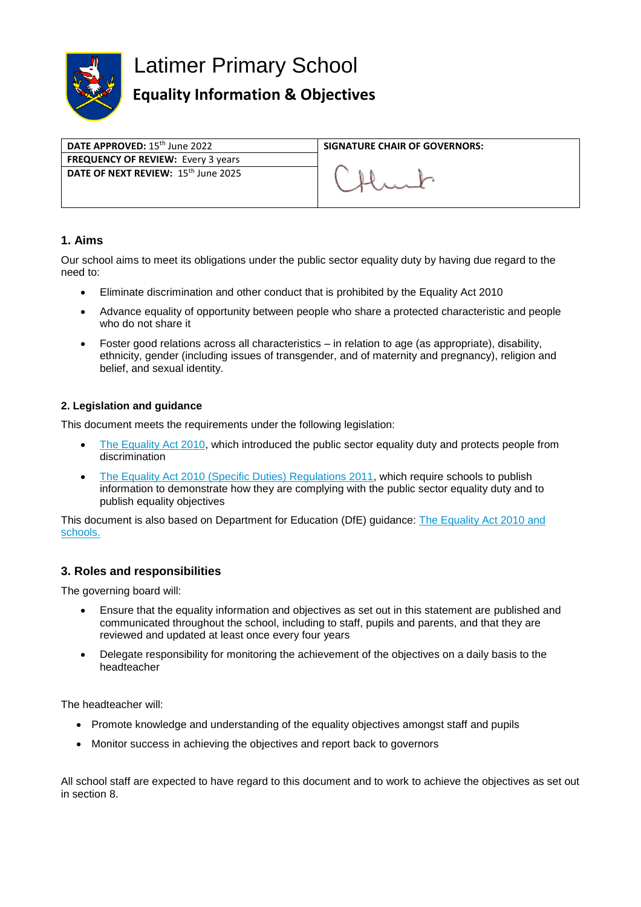# Latimer Primary School

## Equality Information & Objectives

| **DATE APPROVED:** 15th June 2022 | **SIGNATURE CHAIR OF GOVERNORS:** |
|---|---|
| **FREQUENCY OF REVIEW:** Every 3 years | |
| **DATE OF NEXT REVIEW:** 15th June 2025 | |

### 1. Aims

Our school aims to meet its obligations under the public sector equality duty by having due regard to the need to:

- Eliminate discrimination and other conduct that is prohibited by the Equality Act 2010
- Advance equality of opportunity between people who share a protected characteristic and people who do not share it
- Foster good relations across all characteristics – in relation to age (as appropriate), disability, ethnicity, gender (including issues of transgender, and of maternity and pregnancy), religion and belief, and sexual identity.

### 2. Legislation and guidance

This document meets the requirements under the following legislation:

- The Equality Act 2010, which introduced the public sector equality duty and protects people from discrimination
- The Equality Act 2010 (Specific Duties) Regulations 2011, which require schools to publish information to demonstrate how they are complying with the public sector equality duty and to publish equality objectives

This document is also based on Department for Education (DfE) guidance: The Equality Act 2010 and schools.

### 3. Roles and responsibilities

The governing board will:

- Ensure that the equality information and objectives as set out in this statement are published and communicated throughout the school, including to staff, pupils and parents, and that they are reviewed and updated at least once every four years
- Delegate responsibility for monitoring the achievement of the objectives on a daily basis to the headteacher

The headteacher will:

- Promote knowledge and understanding of the equality objectives amongst staff and pupils
- Monitor success in achieving the objectives and report back to governors

All school staff are expected to have regard to this document and to work to achieve the objectives as set out in section 8.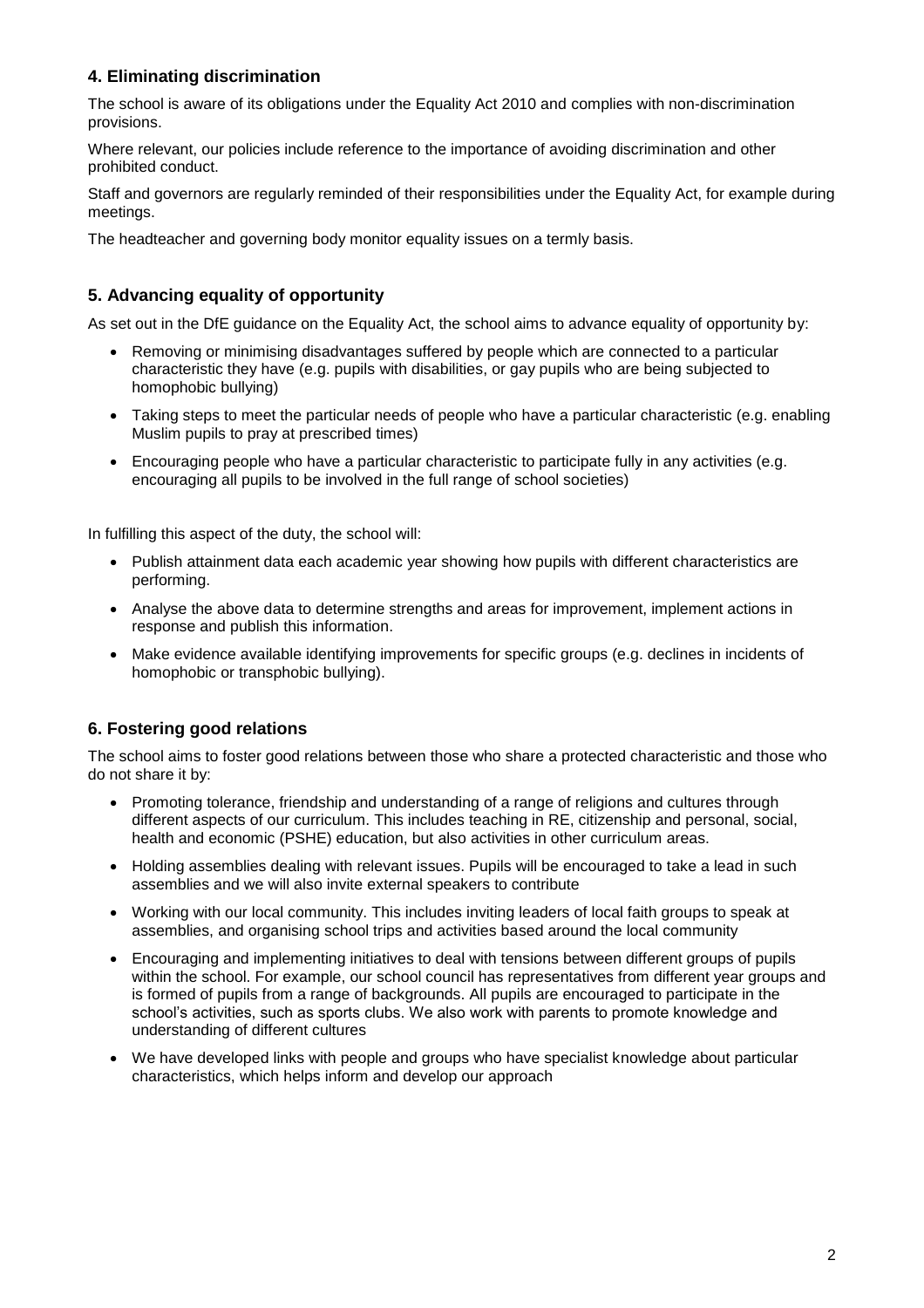## 4. Eliminating discrimination

The school is aware of its obligations under the Equality Act 2010 and complies with non-discrimination provisions.

Where relevant, our policies include reference to the importance of avoiding discrimination and other prohibited conduct.

Staff and governors are regularly reminded of their responsibilities under the Equality Act, for example during meetings.

The headteacher and governing body monitor equality issues on a termly basis.

## 5. Advancing equality of opportunity

As set out in the DfE guidance on the Equality Act, the school aims to advance equality of opportunity by:

- Removing or minimising disadvantages suffered by people which are connected to a particular characteristic they have (e.g. pupils with disabilities, or gay pupils who are being subjected to homophobic bullying)
- Taking steps to meet the particular needs of people who have a particular characteristic (e.g. enabling Muslim pupils to pray at prescribed times)
- Encouraging people who have a particular characteristic to participate fully in any activities (e.g. encouraging all pupils to be involved in the full range of school societies)

In fulfilling this aspect of the duty, the school will:

- Publish attainment data each academic year showing how pupils with different characteristics are performing.
- Analyse the above data to determine strengths and areas for improvement, implement actions in response and publish this information.
- Make evidence available identifying improvements for specific groups (e.g. declines in incidents of homophobic or transphobic bullying).

## 6. Fostering good relations

The school aims to foster good relations between those who share a protected characteristic and those who do not share it by:

- Promoting tolerance, friendship and understanding of a range of religions and cultures through different aspects of our curriculum. This includes teaching in RE, citizenship and personal, social, health and economic (PSHE) education, but also activities in other curriculum areas.
- Holding assemblies dealing with relevant issues. Pupils will be encouraged to take a lead in such assemblies and we will also invite external speakers to contribute
- Working with our local community. This includes inviting leaders of local faith groups to speak at assemblies, and organising school trips and activities based around the local community
- Encouraging and implementing initiatives to deal with tensions between different groups of pupils within the school. For example, our school council has representatives from different year groups and is formed of pupils from a range of backgrounds. All pupils are encouraged to participate in the school's activities, such as sports clubs. We also work with parents to promote knowledge and understanding of different cultures
- We have developed links with people and groups who have specialist knowledge about particular characteristics, which helps inform and develop our approach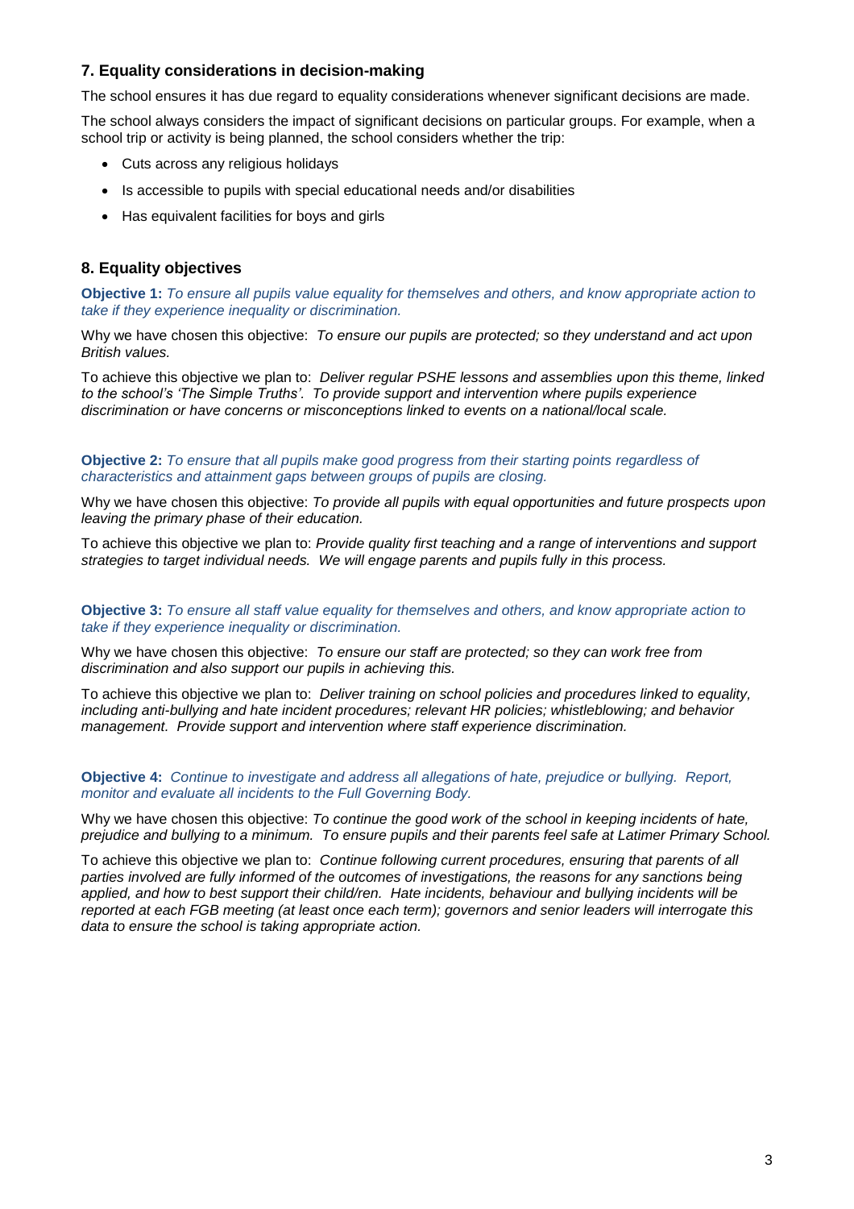## 7. Equality considerations in decision-making

The school ensures it has due regard to equality considerations whenever significant decisions are made.

The school always considers the impact of significant decisions on particular groups. For example, when a school trip or activity is being planned, the school considers whether the trip:

- Cuts across any religious holidays
- Is accessible to pupils with special educational needs and/or disabilities
- Has equivalent facilities for boys and girls

## 8. Equality objectives

**Objective 1:** *To ensure all pupils value equality for themselves and others, and know appropriate action to take if they experience inequality or discrimination.*

Why we have chosen this objective: *To ensure our pupils are protected; so they understand and act upon British values.*

To achieve this objective we plan to: *Deliver regular PSHE lessons and assemblies upon this theme, linked to the school's 'The Simple Truths'. To provide support and intervention where pupils experience discrimination or have concerns or misconceptions linked to events on a national/local scale.*

**Objective 2:** *To ensure that all pupils make good progress from their starting points regardless of characteristics and attainment gaps between groups of pupils are closing.*

Why we have chosen this objective: *To provide all pupils with equal opportunities and future prospects upon leaving the primary phase of their education.*

To achieve this objective we plan to: *Provide quality first teaching and a range of interventions and support strategies to target individual needs. We will engage parents and pupils fully in this process.*

**Objective 3:** *To ensure all staff value equality for themselves and others, and know appropriate action to take if they experience inequality or discrimination.*

Why we have chosen this objective: *To ensure our staff are protected; so they can work free from discrimination and also support our pupils in achieving this.*

To achieve this objective we plan to: *Deliver training on school policies and procedures linked to equality, including anti-bullying and hate incident procedures; relevant HR policies; whistleblowing; and behavior management. Provide support and intervention where staff experience discrimination.*

**Objective 4:** *Continue to investigate and address all allegations of hate, prejudice or bullying. Report, monitor and evaluate all incidents to the Full Governing Body.*

Why we have chosen this objective: *To continue the good work of the school in keeping incidents of hate, prejudice and bullying to a minimum. To ensure pupils and their parents feel safe at Latimer Primary School.*

To achieve this objective we plan to: *Continue following current procedures, ensuring that parents of all parties involved are fully informed of the outcomes of investigations, the reasons for any sanctions being applied, and how to best support their child/ren. Hate incidents, behaviour and bullying incidents will be reported at each FGB meeting (at least once each term); governors and senior leaders will interrogate this data to ensure the school is taking appropriate action.*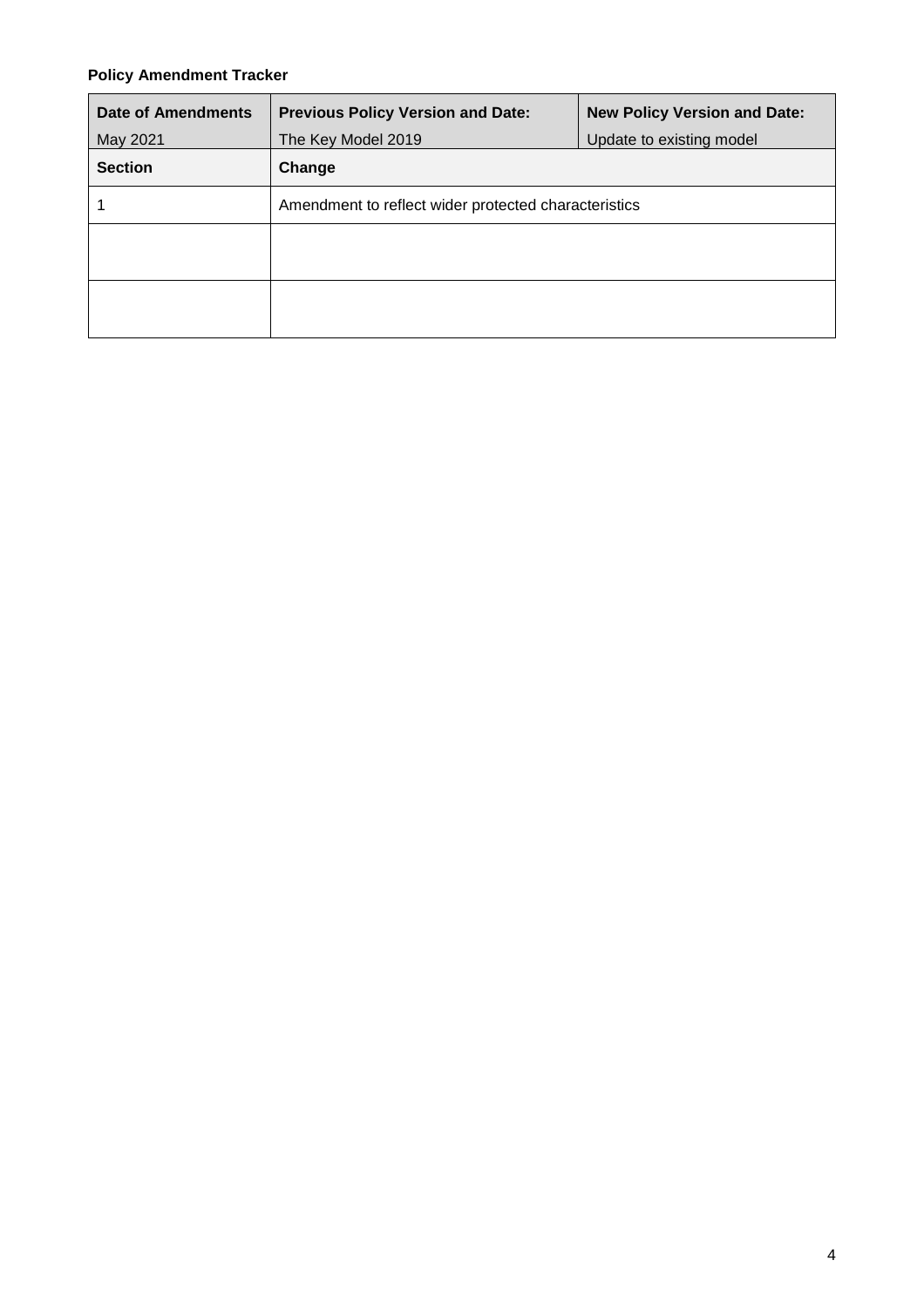**Policy Amendment Tracker**

| Date of Amendments | Previous Policy Version and Date: | New Policy Version and Date: |
|---|---|---|
| May 2021 | The Key Model 2019 | Update to existing model |
| **Section** | **Change** | |
| 1 | Amendment to reflect wider protected characteristics | |
| | | |
| | | |